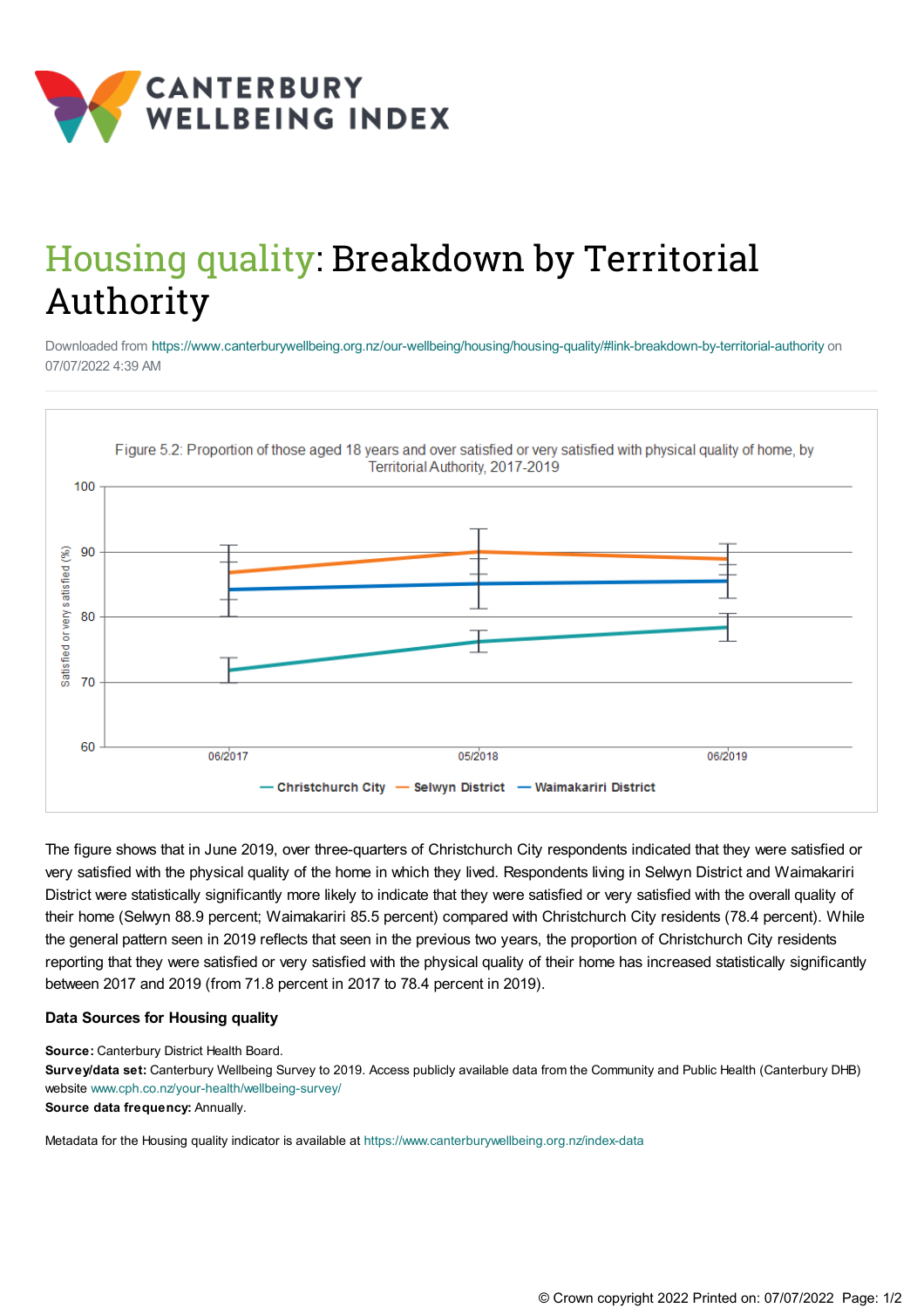CANTERBURY WELLBEING INDEX

# Housing quality: Breakdown by Territorial Authority

Downloaded from https://www.canterburywellbeing.org.nz/our-wellbeing/housing/housing-quality/#link-breakdown-by-territorial-authority on 07/07/2022 4:39 AM

Figure 5.2: Proportion of those aged 18 years and over satisfied or very satisfied with physical quality of home, by Territorial Authority, 2017-2019

The figure shows that in June 2019, over three-quarters of Christchurch City respondents indicated that they were satisfied or very satisfied with the physical quality of the home in which they lived. Respondents living in Selwyn District and Waimakariri District were statistically significantly more likely to indicate that they were satisfied or very satisfied with the overall quality of their home (Selwyn 88.9 percent; Waimakariri 85.5 percent) compared with Christchurch City residents (78.4 percent). While the general pattern seen in 2019 reflects that seen in the previous two years, the proportion of Christchurch City residents reporting that they were satisfied or very satisfied with the physical quality of their home has increased statistically significantly between 2017 and 2019 (from 71.8 percent in 2017 to 78.4 percent in 2019).

### Data Sources for Housing quality

**Source:** Canterbury District Health Board.
**Survey/data set:** Canterbury Wellbeing Survey to 2019. Access publicly available data from the Community and Public Health (Canterbury DHB) website www.cph.co.nz/your-health/wellbeing-survey/
**Source data frequency:** Annually.

Metadata for the Housing quality indicator is available at https://www.canterburywellbeing.org.nz/index-data

© Crown copyright 2022 Printed on: 07/07/2022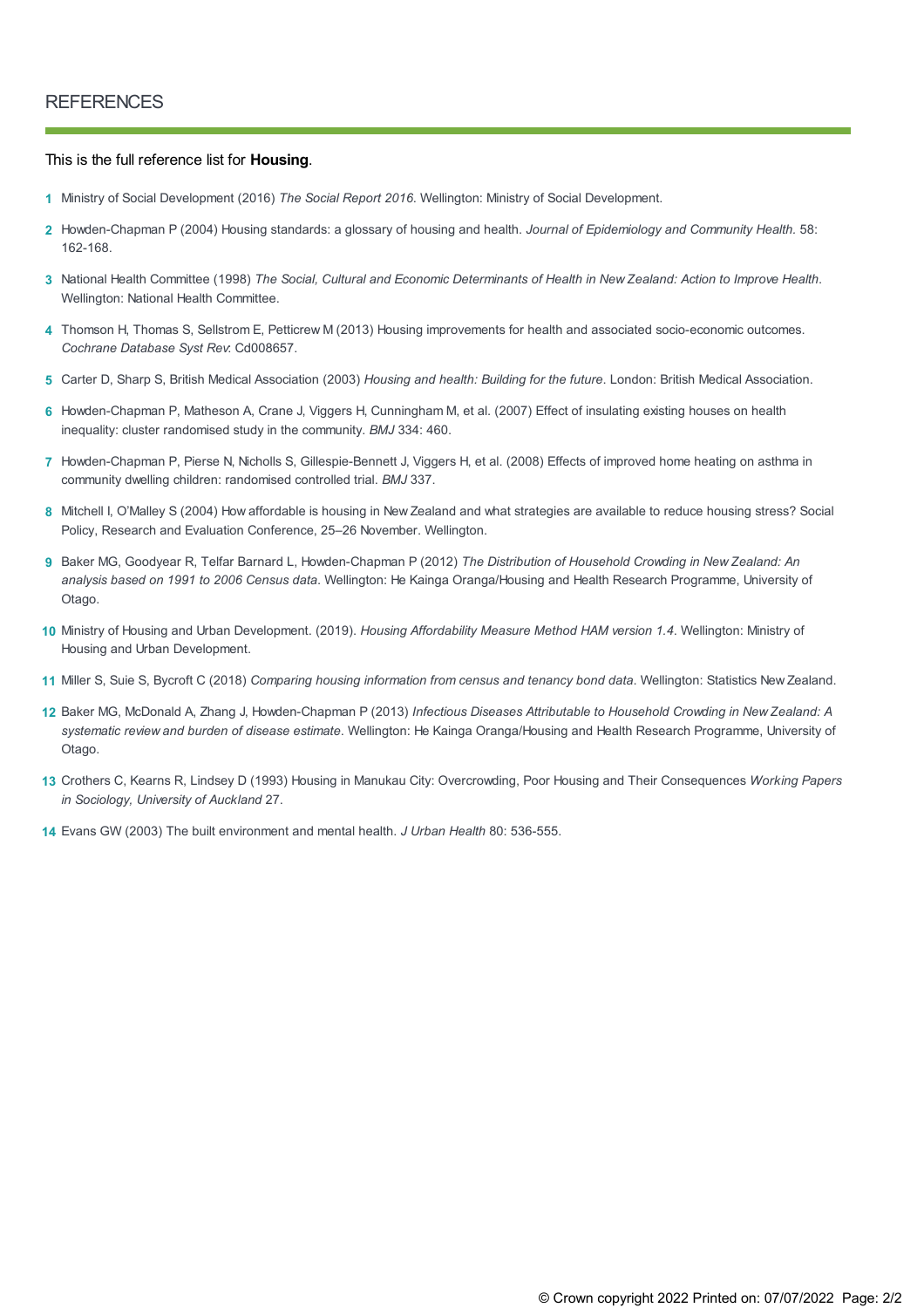## REFERENCES

This is the full reference list for **Housing**.

1. Ministry of Social Development (2016) *The Social Report 2016*. Wellington: Ministry of Social Development.
2. Howden-Chapman P (2004) Housing standards: a glossary of housing and health. *Journal of Epidemiology and Community Health*. 58: 162-168.
3. National Health Committee (1998) *The Social, Cultural and Economic Determinants of Health in New Zealand: Action to Improve Health*. Wellington: National Health Committee.
4. Thomson H, Thomas S, Sellstrom E, Petticrew M (2013) Housing improvements for health and associated socio-economic outcomes. *Cochrane Database Syst Rev*: Cd008657.
5. Carter D, Sharp S, British Medical Association (2003) *Housing and health: Building for the future*. London: British Medical Association.
6. Howden-Chapman P, Matheson A, Crane J, Viggers H, Cunningham M, et al. (2007) Effect of insulating existing houses on health inequality: cluster randomised study in the community. *BMJ* 334: 460.
7. Howden-Chapman P, Pierse N, Nicholls S, Gillespie-Bennett J, Viggers H, et al. (2008) Effects of improved home heating on asthma in community dwelling children: randomised controlled trial. *BMJ* 337.
8. Mitchell I, O'Malley S (2004) How affordable is housing in New Zealand and what strategies are available to reduce housing stress? Social Policy, Research and Evaluation Conference, 25–26 November. Wellington.
9. Baker MG, Goodyear R, Telfar Barnard L, Howden-Chapman P (2012) *The Distribution of Household Crowding in New Zealand: An analysis based on 1991 to 2006 Census data*. Wellington: He Kainga Oranga/Housing and Health Research Programme, University of Otago.
10. Ministry of Housing and Urban Development. (2019). *Housing Affordability Measure Method HAM version 1.4*. Wellington: Ministry of Housing and Urban Development.
11. Miller S, Suie S, Bycroft C (2018) *Comparing housing information from census and tenancy bond data*. Wellington: Statistics New Zealand.
12. Baker MG, McDonald A, Zhang J, Howden-Chapman P (2013) *Infectious Diseases Attributable to Household Crowding in New Zealand: A systematic review and burden of disease estimate*. Wellington: He Kainga Oranga/Housing and Health Research Programme, University of Otago.
13. Crothers C, Kearns R, Lindsey D (1993) Housing in Manukau City: Overcrowding, Poor Housing and Their Consequences *Working Papers in Sociology, University of Auckland* 27.
14. Evans GW (2003) The built environment and mental health. *J Urban Health* 80: 536-555.